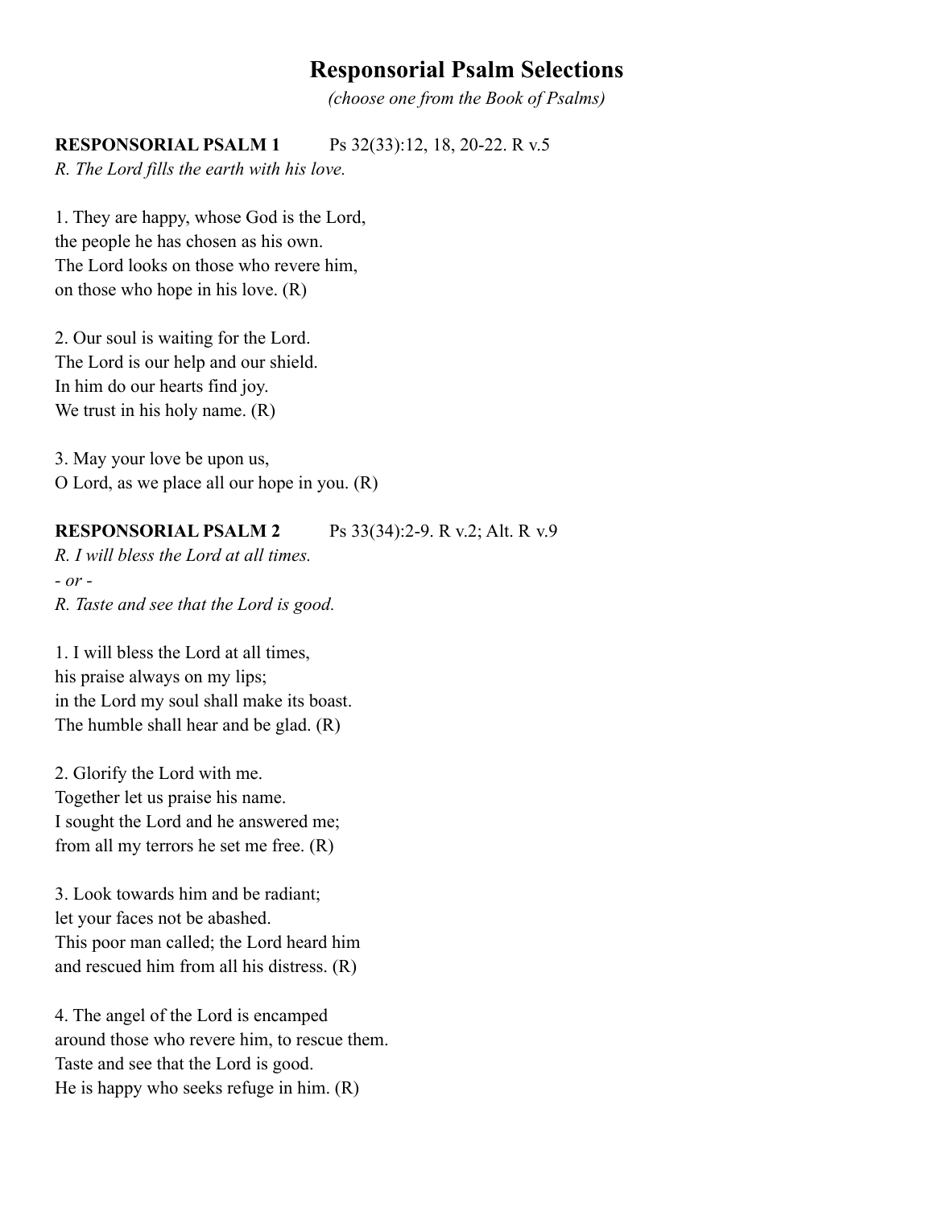# Responsorial Psalm Selections

*(choose one from the Book of Psalms)*

**RESPONSORIAL PSALM 1** Ps 32(33):12, 18, 20-22. R v.5

*R. The Lord fills the earth with his love.*

1. They are happy, whose God is the Lord,
the people he has chosen as his own.
The Lord looks on those who revere him,
on those who hope in his love. (R)

2. Our soul is waiting for the Lord.
The Lord is our help and our shield.
In him do our hearts find joy.
We trust in his holy name. (R)

3. May your love be upon us,
O Lord, as we place all our hope in you. (R)

**RESPONSORIAL PSALM 2** Ps 33(34):2-9. R v.2; Alt. R v.9

*R. I will bless the Lord at all times.*
*- or -*
*R. Taste and see that the Lord is good.*

1. I will bless the Lord at all times,
his praise always on my lips;
in the Lord my soul shall make its boast.
The humble shall hear and be glad. (R)

2. Glorify the Lord with me.
Together let us praise his name.
I sought the Lord and he answered me;
from all my terrors he set me free. (R)

3. Look towards him and be radiant;
let your faces not be abashed.
This poor man called; the Lord heard him
and rescued him from all his distress. (R)

4. The angel of the Lord is encamped
around those who revere him, to rescue them.
Taste and see that the Lord is good.
He is happy who seeks refuge in him. (R)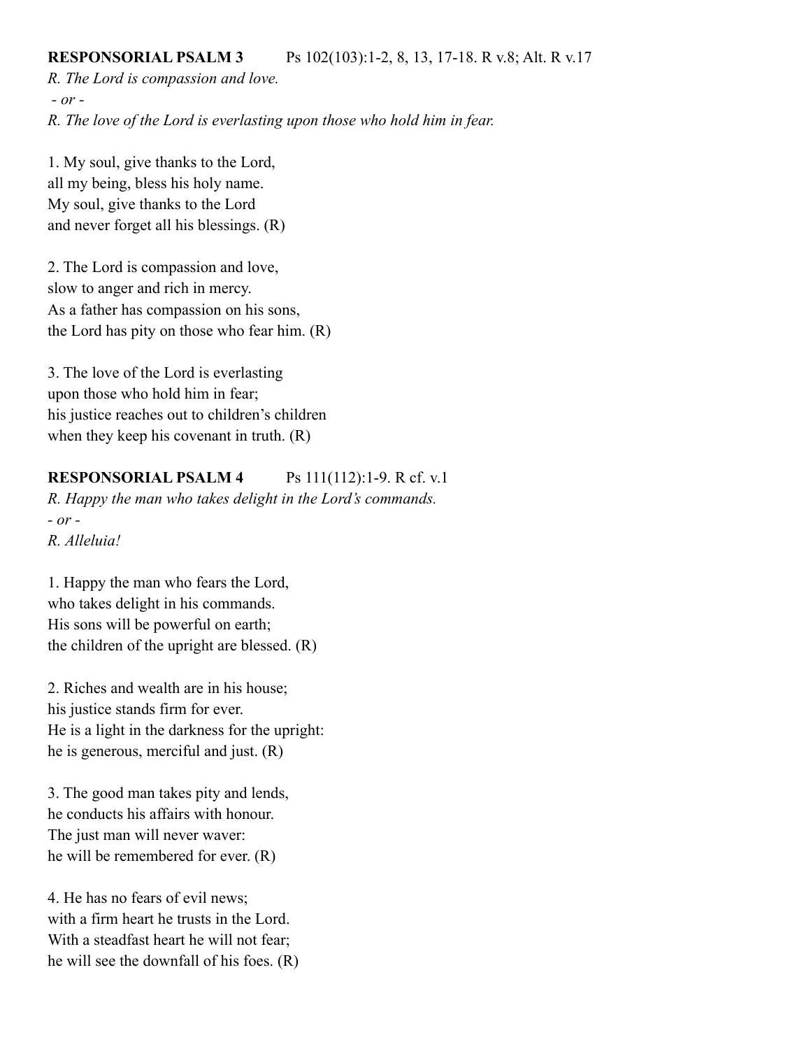**RESPONSORIAL PSALM 3** Ps 102(103):1-2, 8, 13, 17-18. R v.8; Alt. R v.17

*R. The Lord is compassion and love.*
*- or -*
*R. The love of the Lord is everlasting upon those who hold him in fear.*

1. My soul, give thanks to the Lord,
all my being, bless his holy name.
My soul, give thanks to the Lord
and never forget all his blessings. (R)

2. The Lord is compassion and love,
slow to anger and rich in mercy.
As a father has compassion on his sons,
the Lord has pity on those who fear him. (R)

3. The love of the Lord is everlasting
upon those who hold him in fear;
his justice reaches out to children's children
when they keep his covenant in truth. (R)

**RESPONSORIAL PSALM 4** Ps 111(112):1-9. R cf. v.1

*R. Happy the man who takes delight in the Lord's commands.*
*- or -*
*R. Alleluia!*

1. Happy the man who fears the Lord,
who takes delight in his commands.
His sons will be powerful on earth;
the children of the upright are blessed. (R)

2. Riches and wealth are in his house;
his justice stands firm for ever.
He is a light in the darkness for the upright:
he is generous, merciful and just. (R)

3. The good man takes pity and lends,
he conducts his affairs with honour.
The just man will never waver:
he will be remembered for ever. (R)

4. He has no fears of evil news;
with a firm heart he trusts in the Lord.
With a steadfast heart he will not fear;
he will see the downfall of his foes. (R)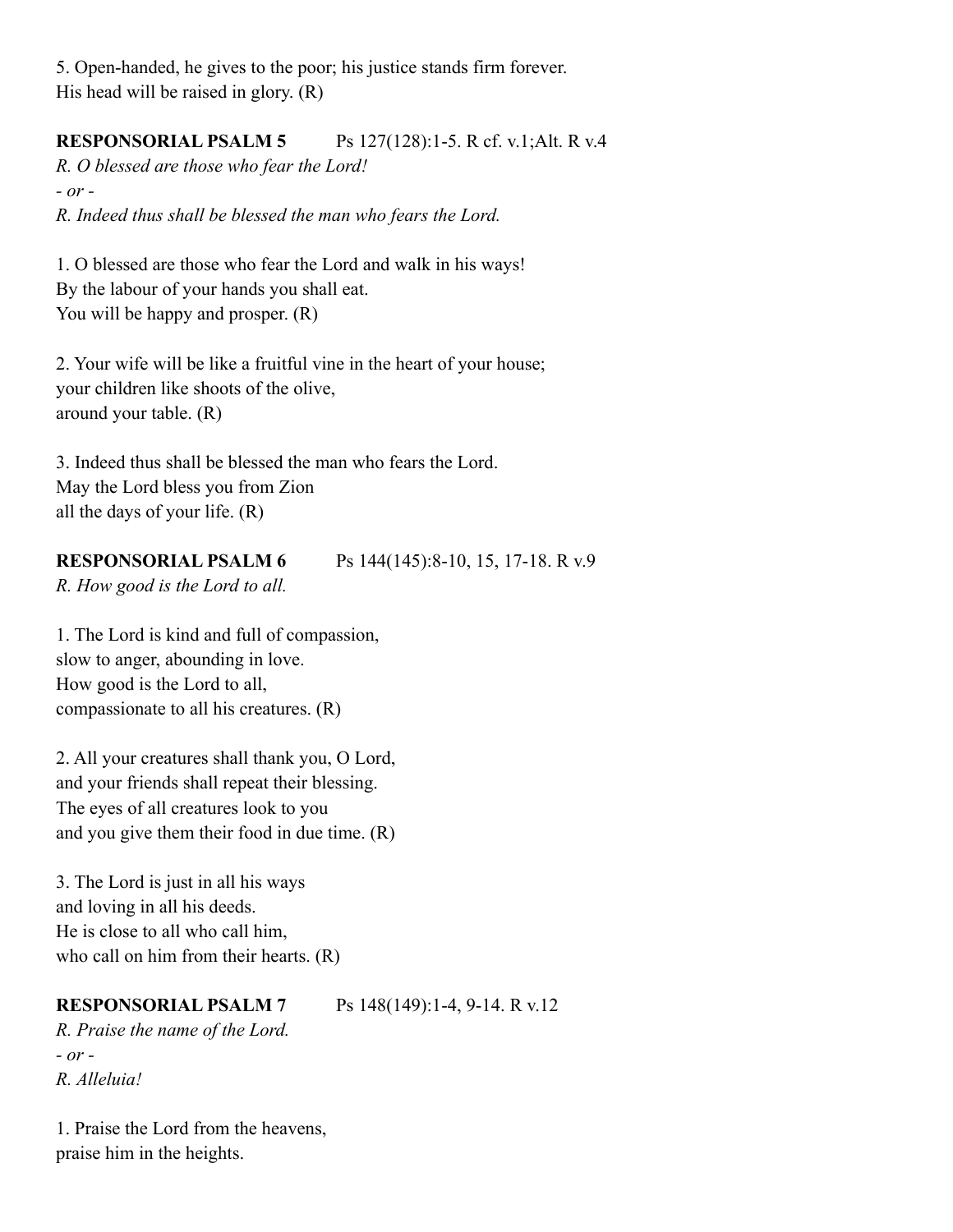5. Open-handed, he gives to the poor; his justice stands firm forever.
His head will be raised in glory. (R)

**RESPONSORIAL PSALM 5** Ps 127(128):1-5. R cf. v.1;Alt. R v.4

*R. O blessed are those who fear the Lord!*
*- or -*
*R. Indeed thus shall be blessed the man who fears the Lord.*

1. O blessed are those who fear the Lord and walk in his ways!
By the labour of your hands you shall eat.
You will be happy and prosper. (R)

2. Your wife will be like a fruitful vine in the heart of your house;
your children like shoots of the olive,
around your table. (R)

3. Indeed thus shall be blessed the man who fears the Lord.
May the Lord bless you from Zion
all the days of your life. (R)

**RESPONSORIAL PSALM 6** Ps 144(145):8-10, 15, 17-18. R v.9

*R. How good is the Lord to all.*

1. The Lord is kind and full of compassion,
slow to anger, abounding in love.
How good is the Lord to all,
compassionate to all his creatures. (R)

2. All your creatures shall thank you, O Lord,
and your friends shall repeat their blessing.
The eyes of all creatures look to you
and you give them their food in due time. (R)

3. The Lord is just in all his ways
and loving in all his deeds.
He is close to all who call him,
who call on him from their hearts. (R)

**RESPONSORIAL PSALM 7** Ps 148(149):1-4, 9-14. R v.12

*R. Praise the name of the Lord.*
*- or -*
*R. Alleluia!*

1. Praise the Lord from the heavens,
praise him in the heights.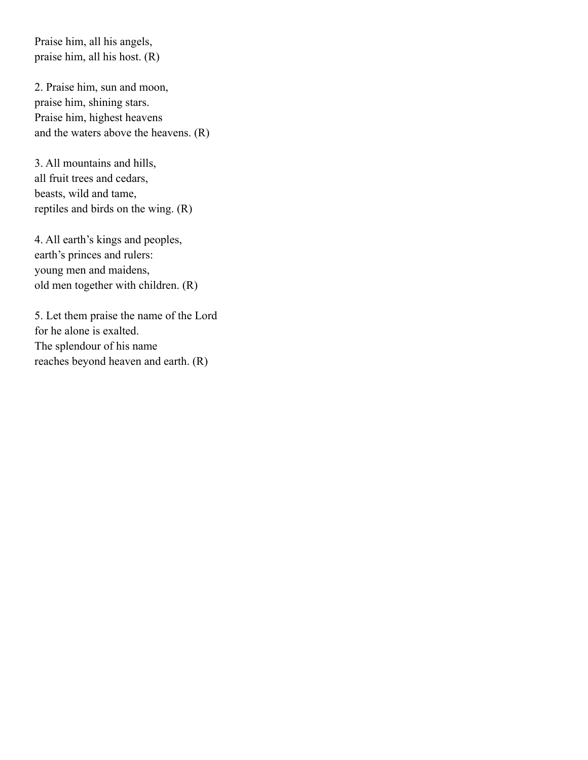Praise him, all his angels,
praise him, all his host. (R)

2. Praise him, sun and moon,
praise him, shining stars.
Praise him, highest heavens
and the waters above the heavens. (R)

3. All mountains and hills,
all fruit trees and cedars,
beasts, wild and tame,
reptiles and birds on the wing. (R)

4. All earth's kings and peoples,
earth's princes and rulers:
young men and maidens,
old men together with children. (R)

5. Let them praise the name of the Lord
for he alone is exalted.
The splendour of his name
reaches beyond heaven and earth. (R)